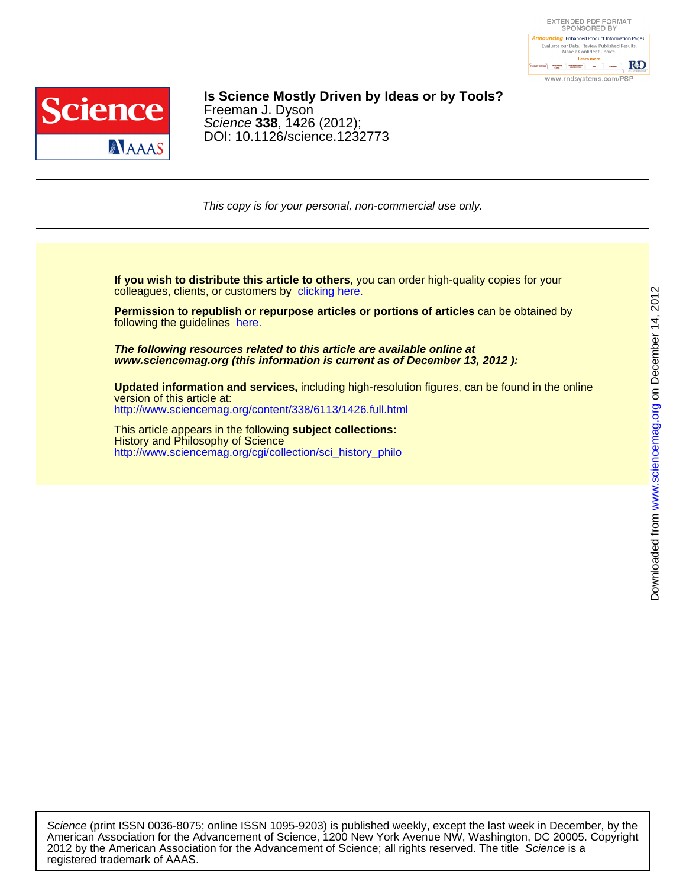# Is Science Mostly Driven by Ideas or by Tools?

Freeman J. Dyson

*Science* **338**, 1426 (2012);

DOI: 10.1126/science.1232773

*This copy is for your personal, non-commercial use only.*

**If you wish to distribute this article to others**, you can order high-quality copies for your colleagues, clients, or customers by clicking here.

**Permission to republish or repurpose articles or portions of articles** can be obtained by following the guidelines here.

***The following resources related to this article are available online at www.sciencemag.org (this information is current as of December 13, 2012 ):***

**Updated information and services,** including high-resolution figures, can be found in the online version of this article at:
http://www.sciencemag.org/content/338/6113/1426.full.html

This article appears in the following **subject collections:**
History and Philosophy of Science
http://www.sciencemag.org/cgi/collection/sci_history_philo

*Science* (print ISSN 0036-8075; online ISSN 1095-9203) is published weekly, except the last week in December, by the American Association for the Advancement of Science, 1200 New York Avenue NW, Washington, DC 20005. Copyright 2012 by the American Association for the Advancement of Science; all rights reserved. The title *Science* is a registered trademark of AAAS.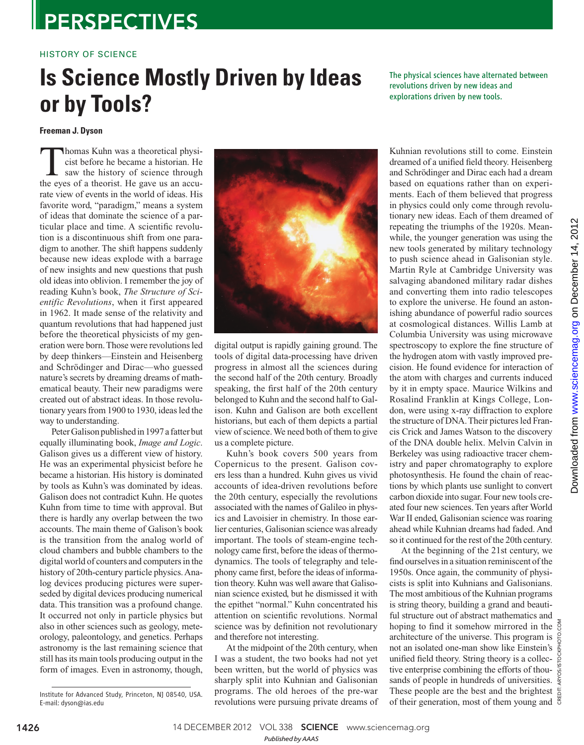HISTORY OF SCIENCE

# Is Science Mostly Driven by Ideas or by Tools?

The physical sciences have alternated between revolutions driven by new ideas and explorations driven by new tools.

**Freeman J. Dyson**

Thomas Kuhn was a theoretical physicist before he became a historian. He saw the history of science through the eyes of a theorist. He gave us an accurate view of events in the world of ideas. His favorite word, "paradigm," means a system of ideas that dominate the science of a particular place and time. A scientific revolution is a discontinuous shift from one paradigm to another. The shift happens suddenly because new ideas explode with a barrage of new insights and new questions that push old ideas into oblivion. I remember the joy of reading Kuhn's book, *The Structure of Scientific Revolutions*, when it first appeared in 1962. It made sense of the relativity and quantum revolutions that had happened just before the theoretical physicists of my generation were born. Those were revolutions led by deep thinkers—Einstein and Heisenberg and Schrödinger and Dirac—who guessed nature's secrets by dreaming dreams of mathematical beauty. Their new paradigms were created out of abstract ideas. In those revolutionary years from 1900 to 1930, ideas led the way to understanding.

Peter Galison published in 1997 a fatter but equally illuminating book, *Image and Logic*. Galison gives us a different view of history. He was an experimental physicist before he became a historian. His history is dominated by tools as Kuhn's was dominated by ideas. Galison does not contradict Kuhn. He quotes Kuhn from time to time with approval. But there is hardly any overlap between the two accounts. The main theme of Galison's book is the transition from the analog world of cloud chambers and bubble chambers to the digital world of counters and computers in the history of 20th-century particle physics. Analog devices producing pictures were superseded by digital devices producing numerical data. This transition was a profound change. It occurred not only in particle physics but also in other sciences such as geology, meteorology, paleontology, and genetics. Perhaps astronomy is the last remaining science that still has its main tools producing output in the form of images. Even in astronomy, though, digital output is rapidly gaining ground. The tools of digital data-processing have driven progress in almost all the sciences during the second half of the 20th century. Broadly speaking, the first half of the 20th century belonged to Kuhn and the second half to Galison. Kuhn and Galison are both excellent historians, but each of them depicts a partial view of science. We need both of them to give us a complete picture.

Kuhn's book covers 500 years from Copernicus to the present. Galison covers less than a hundred. Kuhn gives us vivid accounts of idea-driven revolutions before the 20th century, especially the revolutions associated with the names of Galileo in physics and Lavoisier in chemistry. In those earlier centuries, Galisonian science was already important. The tools of steam-engine technology came first, before the ideas of thermodynamics. The tools of telegraphy and telephony came first, before the ideas of information theory. Kuhn was well aware that Galisonian science existed, but he dismissed it with the epithet "normal." Kuhn concentrated his attention on scientific revolutions. Normal science was by definition not revolutionary and therefore not interesting.

At the midpoint of the 20th century, when I was a student, the two books had not yet been written, but the world of physics was sharply split into Kuhnian and Galisonian programs. The old heroes of the pre-war revolutions were pursuing private dreams of Kuhnian revolutions still to come. Einstein dreamed of a unified field theory. Heisenberg and Schrödinger and Dirac each had a dream based on equations rather than on experiments. Each of them believed that progress in physics could only come through revolutionary new ideas. Each of them dreamed of repeating the triumphs of the 1920s. Meanwhile, the younger generation was using the new tools generated by military technology to push science ahead in Galisonian style. Martin Ryle at Cambridge University was salvaging abandoned military radar dishes and converting them into radio telescopes to explore the universe. He found an astonishing abundance of powerful radio sources at cosmological distances. Willis Lamb at Columbia University was using microwave spectroscopy to explore the fine structure of the hydrogen atom with vastly improved precision. He found evidence for interaction of the atom with charges and currents induced by it in empty space. Maurice Wilkins and Rosalind Franklin at Kings College, London, were using x-ray diffraction to explore the structure of DNA. Their pictures led Francis Crick and James Watson to the discovery of the DNA double helix. Melvin Calvin in Berkeley was using radioactive tracer chemistry and paper chromatography to explore photosynthesis. He found the chain of reactions by which plants use sunlight to convert carbon dioxide into sugar. Four new tools created four new sciences. Ten years after World War II ended, Galisonian science was roaring ahead while Kuhnian dreams had faded. And so it continued for the rest of the 20th century.

At the beginning of the 21st century, we find ourselves in a situation reminiscent of the 1950s. Once again, the community of physicists is split into Kuhnians and Galisonians. The most ambitious of the Kuhnian programs is string theory, building a grand and beautiful structure out of abstract mathematics and hoping to find it somehow mirrored in the architecture of the universe. This program is not an isolated one-man show like Einstein's unified field theory. String theory is a collective enterprise combining the efforts of thousands of people in hundreds of universities. These people are the best and the brightest of their generation, most of them young and

Institute for Advanced Study, Princeton, NJ 08540, USA. E-mail: dyson@ias.edu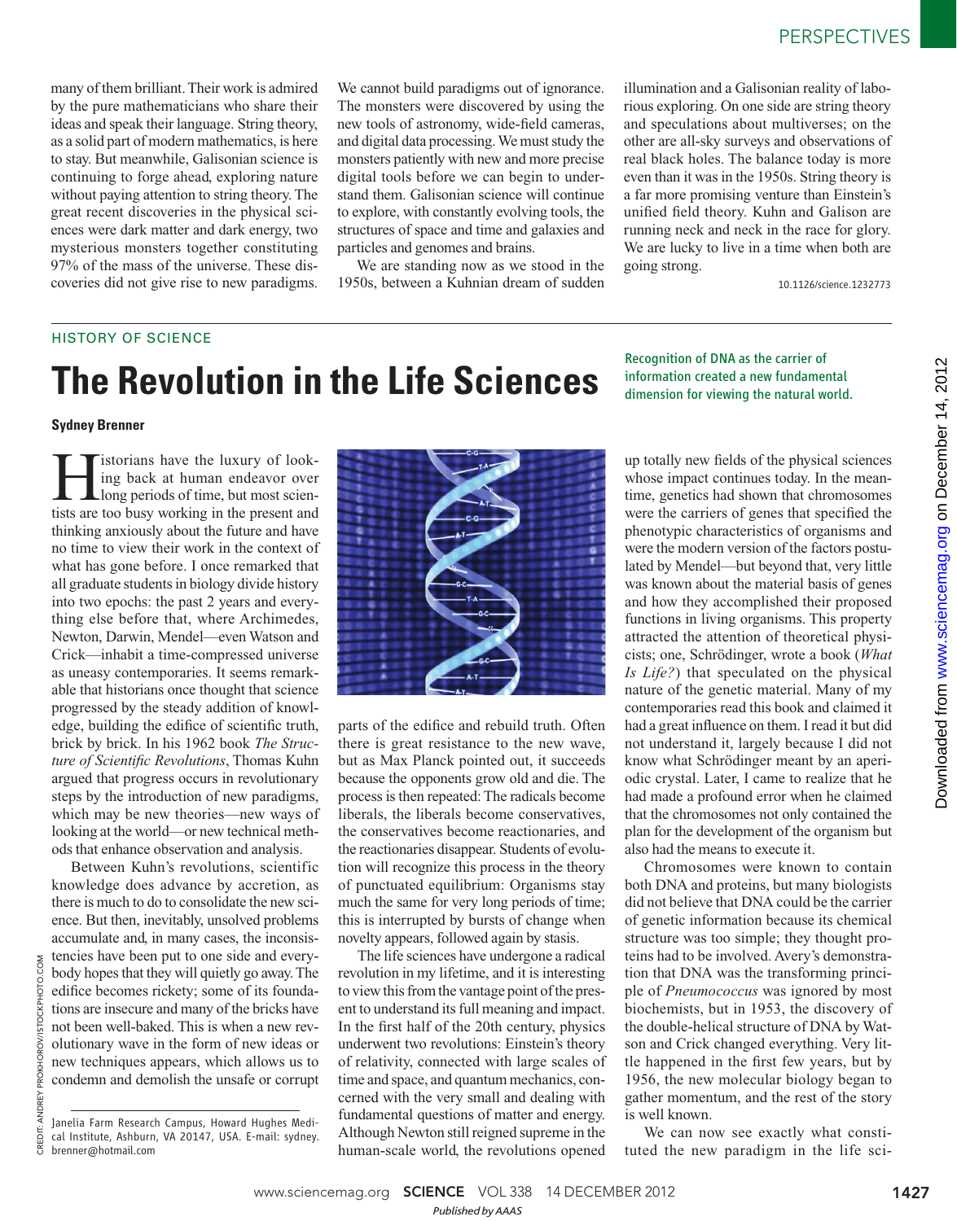many of them brilliant. Their work is admired by the pure mathematicians who share their ideas and speak their language. String theory, as a solid part of modern mathematics, is here to stay. But meanwhile, Galisonian science is continuing to forge ahead, exploring nature without paying attention to string theory. The great recent discoveries in the physical sciences were dark matter and dark energy, two mysterious monsters together constituting 97% of the mass of the universe. These discoveries did not give rise to new paradigms. We cannot build paradigms out of ignorance. The monsters were discovered by using the new tools of astronomy, wide-field cameras, and digital data processing. We must study the monsters patiently with new and more precise digital tools before we can begin to understand them. Galisonian science will continue to explore, with constantly evolving tools, the structures of space and time and galaxies and particles and genomes and brains.

We are standing now as we stood in the 1950s, between a Kuhnian dream of sudden illumination and a Galisonian reality of laborious exploring. On one side are string theory and speculations about multiverses; on the other are all-sky surveys and observations of real black holes. The balance today is more even than it was in the 1950s. String theory is a far more promising venture than Einstein's unified field theory. Kuhn and Galison are running neck and neck in the race for glory. We are lucky to live in a time when both are going strong.

10.1126/science.1232773

HISTORY OF SCIENCE

# The Revolution in the Life Sciences

Recognition of DNA as the carrier of information created a new fundamental dimension for viewing the natural world.

**Sydney Brenner**

Historians have the luxury of looking back at human endeavor over long periods of time, but most scientists are too busy working in the present and thinking anxiously about the future and have no time to view their work in the context of what has gone before. I once remarked that all graduate students in biology divide history into two epochs: the past 2 years and everything else before that, where Archimedes, Newton, Darwin, Mendel—even Watson and Crick—inhabit a time-compressed universe as uneasy contemporaries. It seems remarkable that historians once thought that science progressed by the steady addition of knowledge, building the edifice of scientific truth, brick by brick. In his 1962 book *The Structure of Scientific Revolutions*, Thomas Kuhn argued that progress occurs in revolutionary steps by the introduction of new paradigms, which may be new theories—new ways of looking at the world—or new technical methods that enhance observation and analysis.

Between Kuhn's revolutions, scientific knowledge does advance by accretion, as there is much to do to consolidate the new science. But then, inevitably, unsolved problems accumulate and, in many cases, the inconsistencies have been put to one side and everybody hopes that they will quietly go away. The edifice becomes rickety; some of its foundations are insecure and many of the bricks have not been well-baked. This is when a new revolutionary wave in the form of new ideas or new techniques appears, which allows us to condemn and demolish the unsafe or corrupt parts of the edifice and rebuild truth. Often there is great resistance to the new wave, but as Max Planck pointed out, it succeeds because the opponents grow old and die. The process is then repeated: The radicals become liberals, the liberals become conservatives, the conservatives become reactionaries, and the reactionaries disappear. Students of evolution will recognize this process in the theory of punctuated equilibrium: Organisms stay much the same for very long periods of time; this is interrupted by bursts of change when novelty appears, followed again by stasis.

The life sciences have undergone a radical revolution in my lifetime, and it is interesting to view this from the vantage point of the present to understand its full meaning and impact. In the first half of the 20th century, physics underwent two revolutions: Einstein's theory of relativity, connected with large scales of time and space, and quantum mechanics, concerned with the very small and dealing with fundamental questions of matter and energy. Although Newton still reigned supreme in the human-scale world, the revolutions opened up totally new fields of the physical sciences whose impact continues today. In the meantime, genetics had shown that chromosomes were the carriers of genes that specified the phenotypic characteristics of organisms and were the modern version of the factors postulated by Mendel—but beyond that, very little was known about the material basis of genes and how they accomplished their proposed functions in living organisms. This property attracted the attention of theoretical physicists; one, Schrödinger, wrote a book (*What Is Life?*) that speculated on the physical nature of the genetic material. Many of my contemporaries read this book and claimed it had a great influence on them. I read it but did not understand it, largely because I did not know what Schrödinger meant by an aperiodic crystal. Later, I came to realize that he had made a profound error when he claimed that the chromosomes not only contained the plan for the development of the organism but also had the means to execute it.

Chromosomes were known to contain both DNA and proteins, but many biologists did not believe that DNA could be the carrier of genetic information because its chemical structure was too simple; they thought proteins had to be involved. Avery's demonstration that DNA was the transforming principle of *Pneumococcus* was ignored by most biochemists, but in 1953, the discovery of the double-helical structure of DNA by Watson and Crick changed everything. Very little happened in the first few years, but by 1956, the new molecular biology began to gather momentum, and the rest of the story is well known.

We can now see exactly what constituted the new paradigm in the life sci-

Janelia Farm Research Campus, Howard Hughes Medical Institute, Ashburn, VA 20147, USA. E-mail: sydney.brenner@hotmail.com